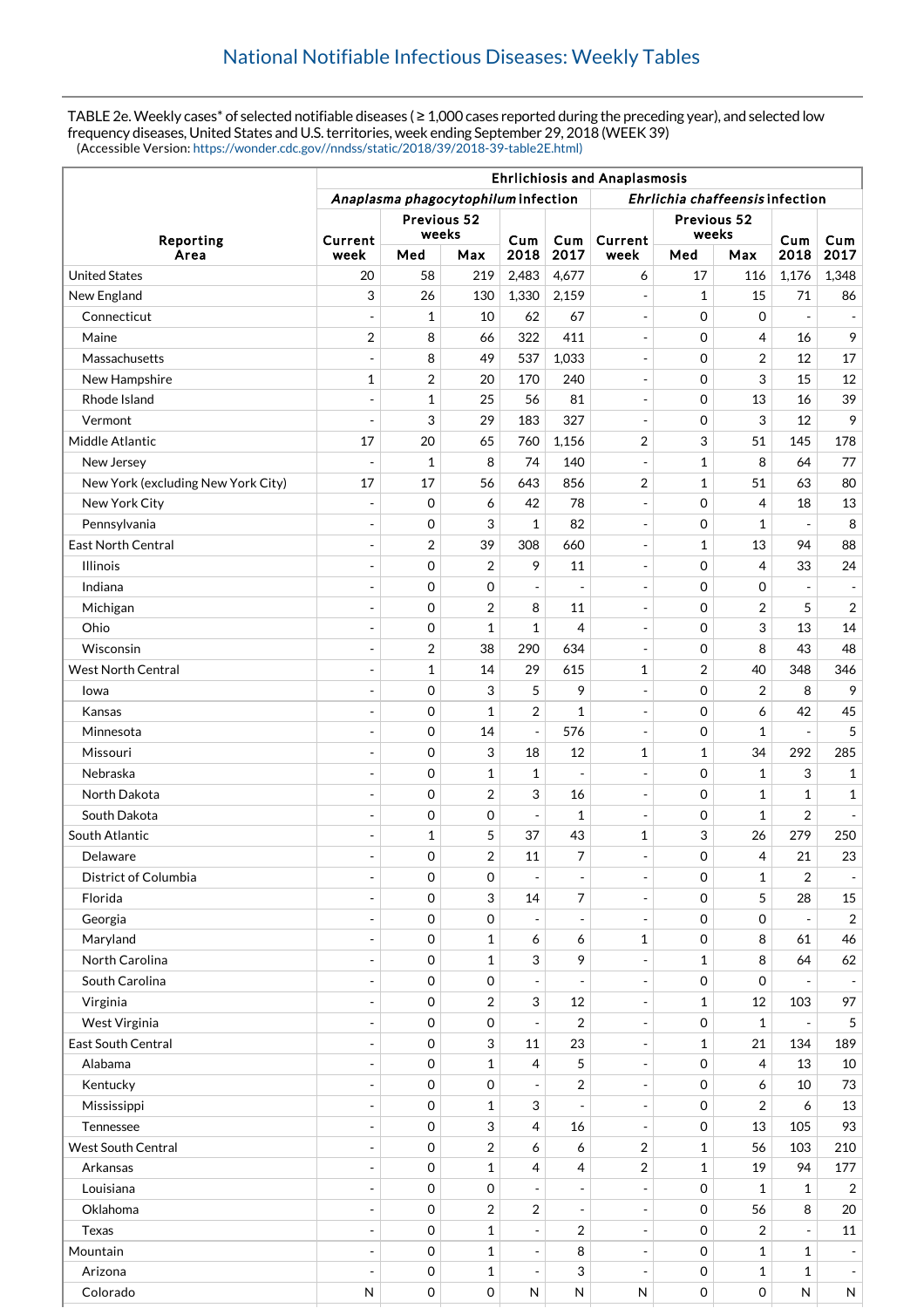## National Notifiable Infectious Diseases: Weekly Tables

TABLE 2e. Weekly cases* of selected notifiable diseases ( ≥ 1,000 cases reported during the preceding year), and selected low frequency diseases, United States and U.S. territories, week ending September 29, 2018 (WEEK 39)
(Accessible Version: https://wonder.cdc.gov//nndss/static/2018/39/2018-39-table2E.html)

| Reporting Area | Ehrlichiosis and Anaplasmosis | | | | | | | | | |
|---|---|---|---|---|---|---|---|---|---|---|
| | *Anaplasma phagocytophilum* infection | | | | | *Ehrlichia chaffeensis* infection | | | | |
| | Current week | Previous 52 weeks | | Cum 2018 | Cum 2017 | Current week | Previous 52 weeks | | Cum 2018 | Cum 2017 |
| | | Med | Max | | | | Med | Max | | |
| United States | 20 | 58 | 219 | 2,483 | 4,677 | 6 | 17 | 116 | 1,176 | 1,348 |
| New England | 3 | 26 | 130 | 1,330 | 2,159 | - | 1 | 15 | 71 | 86 |
| Connecticut | - | 1 | 10 | 62 | 67 | - | 0 | 0 | - | - |
| Maine | 2 | 8 | 66 | 322 | 411 | - | 0 | 4 | 16 | 9 |
| Massachusetts | - | 8 | 49 | 537 | 1,033 | - | 0 | 2 | 12 | 17 |
| New Hampshire | 1 | 2 | 20 | 170 | 240 | - | 0 | 3 | 15 | 12 |
| Rhode Island | - | 1 | 25 | 56 | 81 | - | 0 | 13 | 16 | 39 |
| Vermont | - | 3 | 29 | 183 | 327 | - | 0 | 3 | 12 | 9 |
| Middle Atlantic | 17 | 20 | 65 | 760 | 1,156 | 2 | 3 | 51 | 145 | 178 |
| New Jersey | - | 1 | 8 | 74 | 140 | - | 1 | 8 | 64 | 77 |
| New York (excluding New York City) | 17 | 17 | 56 | 643 | 856 | 2 | 1 | 51 | 63 | 80 |
| New York City | - | 0 | 6 | 42 | 78 | - | 0 | 4 | 18 | 13 |
| Pennsylvania | - | 0 | 3 | 1 | 82 | - | 0 | 1 | - | 8 |
| East North Central | - | 2 | 39 | 308 | 660 | - | 1 | 13 | 94 | 88 |
| Illinois | - | 0 | 2 | 9 | 11 | - | 0 | 4 | 33 | 24 |
| Indiana | - | 0 | 0 | - | - | - | 0 | 0 | - | - |
| Michigan | - | 0 | 2 | 8 | 11 | - | 0 | 2 | 5 | 2 |
| Ohio | - | 0 | 1 | 1 | 4 | - | 0 | 3 | 13 | 14 |
| Wisconsin | - | 2 | 38 | 290 | 634 | - | 0 | 8 | 43 | 48 |
| West North Central | - | 1 | 14 | 29 | 615 | 1 | 2 | 40 | 348 | 346 |
| Iowa | - | 0 | 3 | 5 | 9 | - | 0 | 2 | 8 | 9 |
| Kansas | - | 0 | 1 | 2 | 1 | - | 0 | 6 | 42 | 45 |
| Minnesota | - | 0 | 14 | - | 576 | - | 0 | 1 | - | 5 |
| Missouri | - | 0 | 3 | 18 | 12 | 1 | 1 | 34 | 292 | 285 |
| Nebraska | - | 0 | 1 | 1 | - | - | 0 | 1 | 3 | 1 |
| North Dakota | - | 0 | 2 | 3 | 16 | - | 0 | 1 | 1 | 1 |
| South Dakota | - | 0 | 0 | - | 1 | - | 0 | 1 | 2 | - |
| South Atlantic | - | 1 | 5 | 37 | 43 | 1 | 3 | 26 | 279 | 250 |
| Delaware | - | 0 | 2 | 11 | 7 | - | 0 | 4 | 21 | 23 |
| District of Columbia | - | 0 | 0 | - | - | - | 0 | 1 | 2 | - |
| Florida | - | 0 | 3 | 14 | 7 | - | 0 | 5 | 28 | 15 |
| Georgia | - | 0 | 0 | - | - | - | 0 | 0 | - | 2 |
| Maryland | - | 0 | 1 | 6 | 6 | 1 | 0 | 8 | 61 | 46 |
| North Carolina | - | 0 | 1 | 3 | 9 | - | 1 | 8 | 64 | 62 |
| South Carolina | - | 0 | 0 | - | - | - | 0 | 0 | - | - |
| Virginia | - | 0 | 2 | 3 | 12 | - | 1 | 12 | 103 | 97 |
| West Virginia | - | 0 | 0 | - | 2 | - | 0 | 1 | - | 5 |
| East South Central | - | 0 | 3 | 11 | 23 | - | 1 | 21 | 134 | 189 |
| Alabama | - | 0 | 1 | 4 | 5 | - | 0 | 4 | 13 | 10 |
| Kentucky | - | 0 | 0 | - | 2 | - | 0 | 6 | 10 | 73 |
| Mississippi | - | 0 | 1 | 3 | - | - | 0 | 2 | 6 | 13 |
| Tennessee | - | 0 | 3 | 4 | 16 | - | 0 | 13 | 105 | 93 |
| West South Central | - | 0 | 2 | 6 | 6 | 2 | 1 | 56 | 103 | 210 |
| Arkansas | - | 0 | 1 | 4 | 4 | 2 | 1 | 19 | 94 | 177 |
| Louisiana | - | 0 | 0 | - | - | - | 0 | 1 | 1 | 2 |
| Oklahoma | - | 0 | 2 | 2 | - | - | 0 | 56 | 8 | 20 |
| Texas | - | 0 | 1 | - | 2 | - | 0 | 2 | - | 11 |
| Mountain | - | 0 | 1 | - | 8 | - | 0 | 1 | 1 | - |
| Arizona | - | 0 | 1 | - | 3 | - | 0 | 1 | 1 | - |
| Colorado | N | 0 | 0 | N | N | N | 0 | 0 | N | N |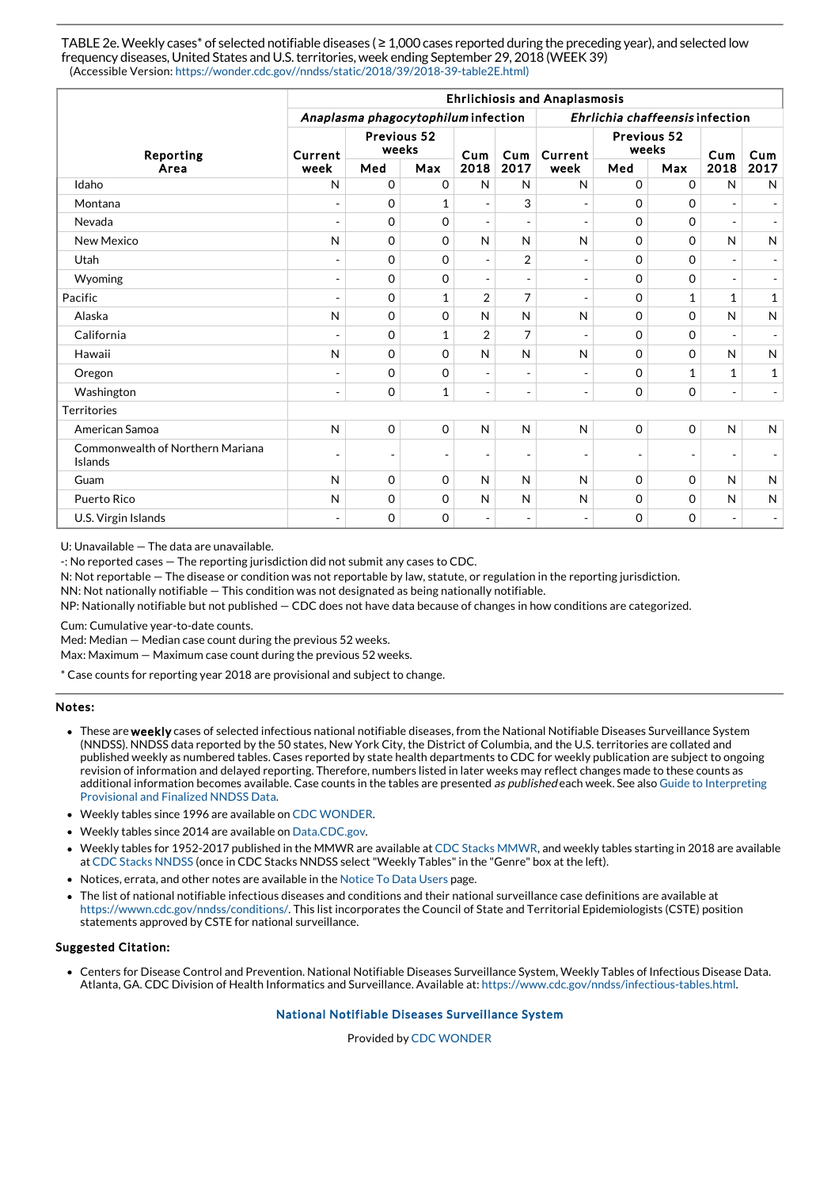TABLE 2e. Weekly cases* of selected notifiable diseases ( ≥ 1,000 cases reported during the preceding year), and selected low frequency diseases, United States and U.S. territories, week ending September 29, 2018 (WEEK 39)
(Accessible Version: https://wonder.cdc.gov//nndss/static/2018/39/2018-39-table2E.html)

| Reporting Area | Ehrlichiosis and Anaplasmosis | | | | | | | | | |
|---|---|---|---|---|---|---|---|---|---|---|
| | *Anaplasma phagocytophilum* infection | | | | | *Ehrlichia chaffeensis* infection | | | | |
| | Current week | Previous 52 weeks | | Cum 2018 | Cum 2017 | Current week | Previous 52 weeks | | Cum 2018 | Cum 2017 |
| | | Med | Max | | | | Med | Max | | |
| Idaho | N | 0 | 0 | N | N | N | 0 | 0 | N | N |
| Montana | - | 0 | 1 | - | 3 | - | 0 | 0 | - | - |
| Nevada | - | 0 | 0 | - | - | - | 0 | 0 | - | - |
| New Mexico | N | 0 | 0 | N | N | N | 0 | 0 | N | N |
| Utah | - | 0 | 0 | - | 2 | - | 0 | 0 | - | - |
| Wyoming | - | 0 | 0 | - | - | - | 0 | 0 | - | - |
| Pacific | - | 0 | 1 | 2 | 7 | - | 0 | 1 | 1 | 1 |
| Alaska | N | 0 | 0 | N | N | N | 0 | 0 | N | N |
| California | - | 0 | 1 | 2 | 7 | - | 0 | 0 | - | - |
| Hawaii | N | 0 | 0 | N | N | N | 0 | 0 | N | N |
| Oregon | - | 0 | 0 | - | - | - | 0 | 1 | 1 | 1 |
| Washington | - | 0 | 1 | - | - | - | 0 | 0 | - | - |
| Territories | | | | | | | | | | |
| American Samoa | N | 0 | 0 | N | N | N | 0 | 0 | N | N |
| Commonwealth of Northern Mariana Islands | - | - | - | - | - | - | - | - | - | - |
| Guam | N | 0 | 0 | N | N | N | 0 | 0 | N | N |
| Puerto Rico | N | 0 | 0 | N | N | N | 0 | 0 | N | N |
| U.S. Virgin Islands | - | 0 | 0 | - | - | - | 0 | 0 | - | - |

U: Unavailable — The data are unavailable.
-: No reported cases — The reporting jurisdiction did not submit any cases to CDC.
N: Not reportable — The disease or condition was not reportable by law, statute, or regulation in the reporting jurisdiction.
NN: Not nationally notifiable — This condition was not designated as being nationally notifiable.
NP: Nationally notifiable but not published — CDC does not have data because of changes in how conditions are categorized.

Cum: Cumulative year-to-date counts.
Med: Median — Median case count during the previous 52 weeks.
Max: Maximum — Maximum case count during the previous 52 weeks.

* Case counts for reporting year 2018 are provisional and subject to change.

## Notes:

- These are **weekly** cases of selected infectious national notifiable diseases, from the National Notifiable Diseases Surveillance System (NNDSS). NNDSS data reported by the 50 states, New York City, the District of Columbia, and the U.S. territories are collated and published weekly as numbered tables. Cases reported by state health departments to CDC for weekly publication are subject to ongoing revision of information and delayed reporting. Therefore, numbers listed in later weeks may reflect changes made to these counts as additional information becomes available. Case counts in the tables are presented *as published* each week. See also Guide to Interpreting Provisional and Finalized NNDSS Data.
- Weekly tables since 1996 are available on CDC WONDER.
- Weekly tables since 2014 are available on Data.CDC.gov.
- Weekly tables for 1952-2017 published in the MMWR are available at CDC Stacks MMWR, and weekly tables starting in 2018 are available at CDC Stacks NNDSS (once in CDC Stacks NNDSS select "Weekly Tables" in the "Genre" box at the left).
- Notices, errata, and other notes are available in the Notice To Data Users page.
- The list of national notifiable infectious diseases and conditions and their national surveillance case definitions are available at https://wwwn.cdc.gov/nndss/conditions/. This list incorporates the Council of State and Territorial Epidemiologists (CSTE) position statements approved by CSTE for national surveillance.

## Suggested Citation:

- Centers for Disease Control and Prevention. National Notifiable Diseases Surveillance System, Weekly Tables of Infectious Disease Data. Atlanta, GA. CDC Division of Health Informatics and Surveillance. Available at: https://www.cdc.gov/nndss/infectious-tables.html.

National Notifiable Diseases Surveillance System

Provided by CDC WONDER